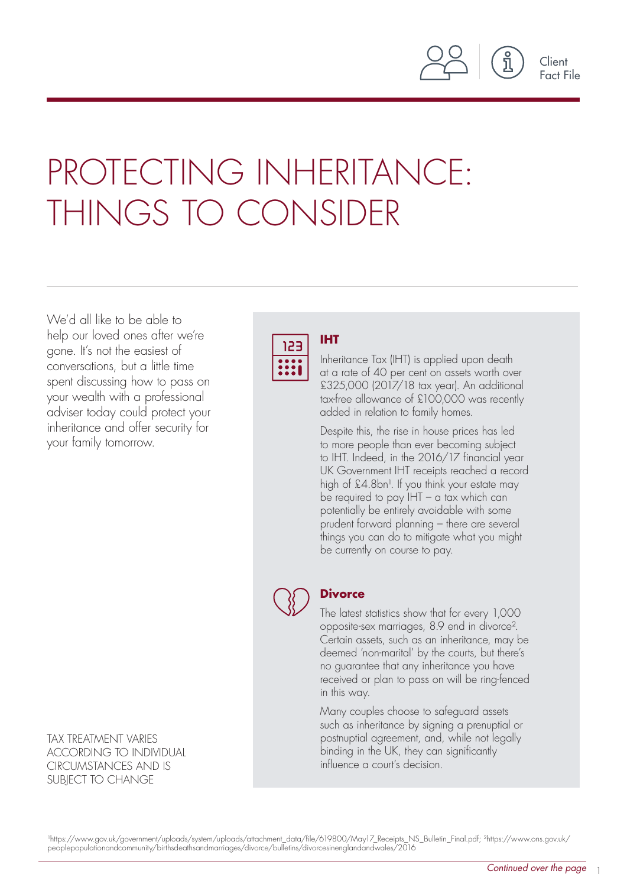Client Fact File

# PROTECTING INHERITANCE: THINGS TO CONSIDER

We'd all like to be able to help our loved ones after we're gone. It's not the easiest of conversations, but a little time spent discussing how to pass on your wealth with a professional adviser today could protect your inheritance and offer security for your family tomorrow.

TAX TREATMENT VARIES ACCORDING TO INDIVIDUAL CIRCUMSTANCES AND IS SUBJECT TO CHANGE

## IHT

Inheritance Tax (IHT) is applied upon death at a rate of 40 per cent on assets worth over £325,000 (2017/18 tax year). An additional tax-free allowance of £100,000 was recently added in relation to family homes.

Despite this, the rise in house prices has led to more people than ever becoming subject to IHT. Indeed, in the 2016/17 financial year UK Government IHT receipts reached a record high of £4.8bn[1]. If you think your estate may be required to pay IHT – a tax which can potentially be entirely avoidable with some prudent forward planning – there are several things you can do to mitigate what you might be currently on course to pay.

## Divorce

The latest statistics show that for every 1,000 opposite-sex marriages, 8.9 end in divorce[2]. Certain assets, such as an inheritance, may be deemed 'non-marital' by the courts, but there's no guarantee that any inheritance you have received or plan to pass on will be ring-fenced in this way.

Many couples choose to safeguard assets such as inheritance by signing a prenuptial or postnuptial agreement, and, while not legally binding in the UK, they can significantly influence a court's decision.

[1]https://www.gov.uk/government/uploads/system/uploads/attachment_data/file/619800/May17_Receipts_NS_Bulletin_Final.pdf; [2]https://www.ons.gov.uk/peoplepopulationandcommunity/birthsdeathsandmarriages/divorce/bulletins/divorcesinenglandandwales/2016

*Continued over the page*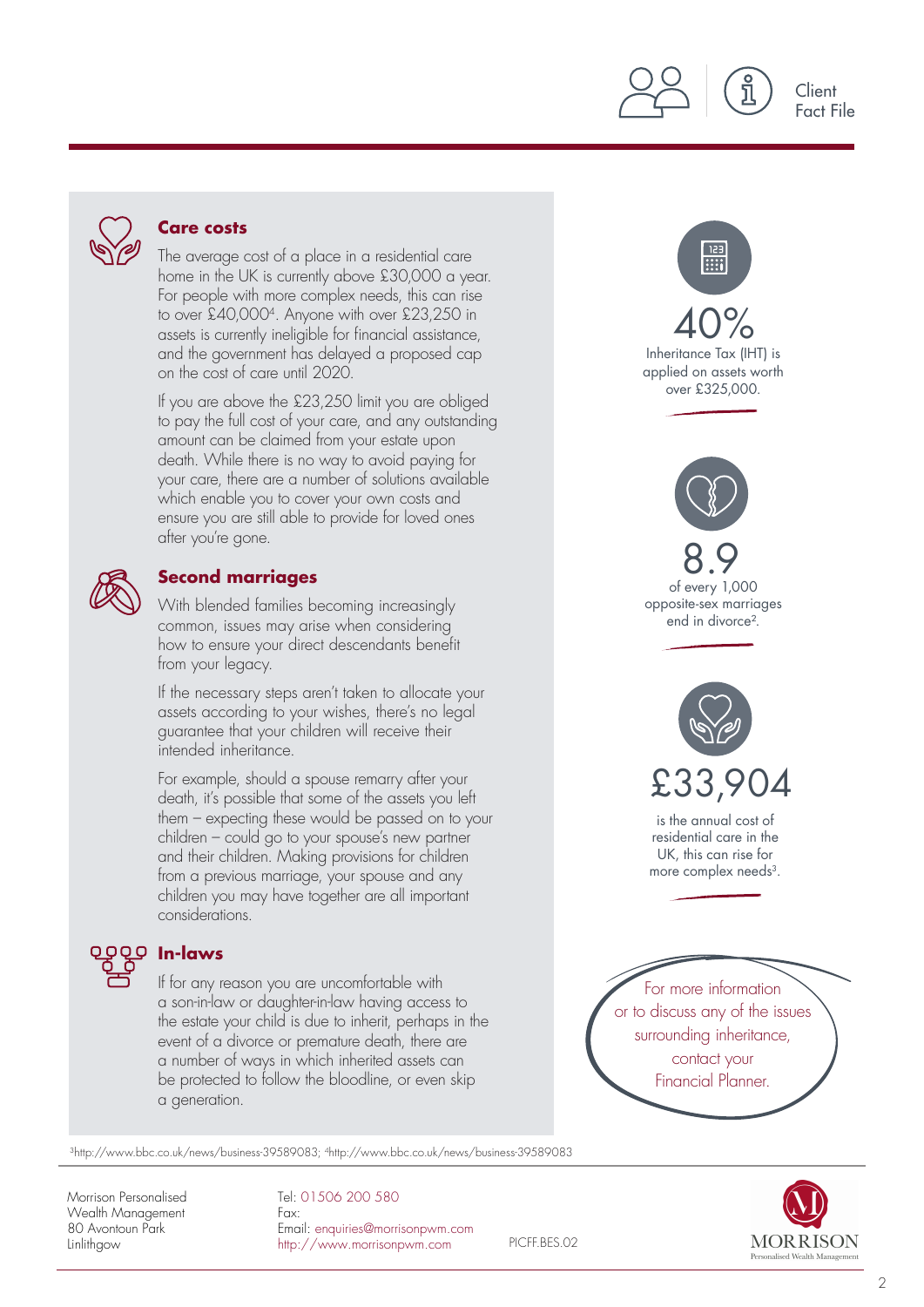## Care costs

The average cost of a place in a residential care home in the UK is currently above £30,000 a year. For people with more complex needs, this can rise to over £40,000[4]. Anyone with over £23,250 in assets is currently ineligible for financial assistance, and the government has delayed a proposed cap on the cost of care until 2020.

If you are above the £23,250 limit you are obliged to pay the full cost of your care, and any outstanding amount can be claimed from your estate upon death. While there is no way to avoid paying for your care, there are a number of solutions available which enable you to cover your own costs and ensure you are still able to provide for loved ones after you're gone.

## Second marriages

With blended families becoming increasingly common, issues may arise when considering how to ensure your direct descendants benefit from your legacy.

If the necessary steps aren't taken to allocate your assets according to your wishes, there's no legal guarantee that your children will receive their intended inheritance.

For example, should a spouse remarry after your death, it's possible that some of the assets you left them – expecting these would be passed on to your children – could go to your spouse's new partner and their children. Making provisions for children from a previous marriage, your spouse and any children you may have together are all important considerations.

## In-laws

If for any reason you are uncomfortable with a son-in-law or daughter-in-law having access to the estate your child is due to inherit, perhaps in the event of a divorce or premature death, there are a number of ways in which inherited assets can be protected to follow the bloodline, or even skip a generation.

**40%**

Inheritance Tax (IHT) is applied on assets worth over £325,000.

**8.9**

of every 1,000 opposite-sex marriages end in divorce[2].

**£33,904**

is the annual cost of residential care in the UK, this can rise for more complex needs[3].

For more information or to discuss any of the issues surrounding inheritance, contact your Financial Planner.

[3]http://www.bbc.co.uk/news/business-39589083; [4]http://www.bbc.co.uk/news/business-39589083

Morrison Personalised Wealth Management
80 Avontoun Park
Linlithgow

Tel: 01506 200 580
Fax:
Email: enquiries@morrisonpwm.com
http://www.morrisonpwm.com

PICFF.BES.02